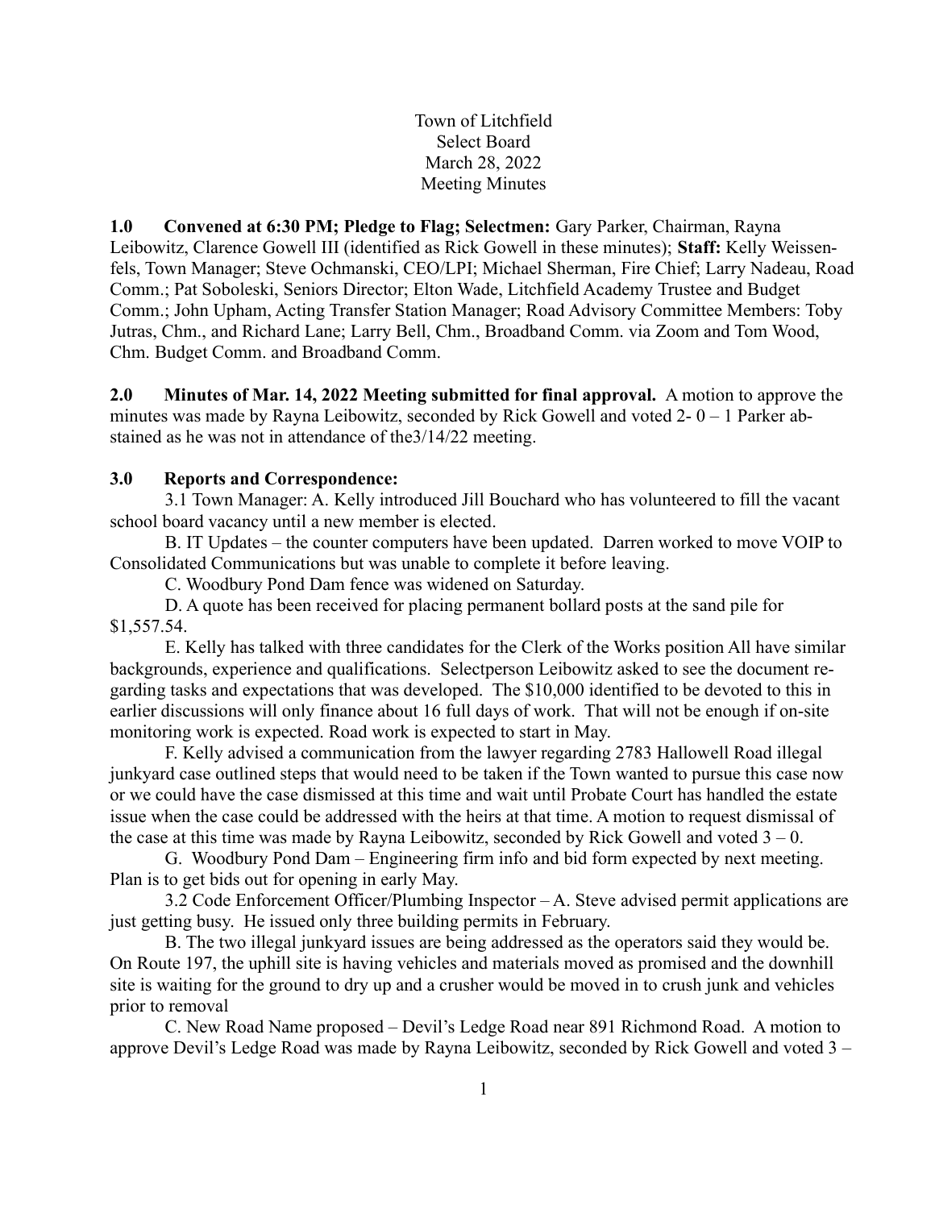Town of Litchfield
Select Board
March 28, 2022
Meeting Minutes

**1.0 Convened at 6:30 PM; Pledge to Flag; Selectmen:** Gary Parker, Chairman, Rayna Leibowitz, Clarence Gowell III (identified as Rick Gowell in these minutes); **Staff:** Kelly Weissenfels, Town Manager; Steve Ochmanski, CEO/LPI; Michael Sherman, Fire Chief; Larry Nadeau, Road Comm.; Pat Soboleski, Seniors Director; Elton Wade, Litchfield Academy Trustee and Budget Comm.; John Upham, Acting Transfer Station Manager; Road Advisory Committee Members: Toby Jutras, Chm., and Richard Lane; Larry Bell, Chm., Broadband Comm. via Zoom and Tom Wood, Chm. Budget Comm. and Broadband Comm.

**2.0 Minutes of Mar. 14, 2022 Meeting submitted for final approval.** A motion to approve the minutes was made by Rayna Leibowitz, seconded by Rick Gowell and voted 2- 0 – 1 Parker abstained as he was not in attendance of the3/14/22 meeting.

**3.0 Reports and Correspondence:**

3.1 Town Manager: A. Kelly introduced Jill Bouchard who has volunteered to fill the vacant school board vacancy until a new member is elected.

B. IT Updates – the counter computers have been updated. Darren worked to move VOIP to Consolidated Communications but was unable to complete it before leaving.

C. Woodbury Pond Dam fence was widened on Saturday.

D. A quote has been received for placing permanent bollard posts at the sand pile for $1,557.54.

E. Kelly has talked with three candidates for the Clerk of the Works position All have similar backgrounds, experience and qualifications. Selectperson Leibowitz asked to see the document regarding tasks and expectations that was developed. The $10,000 identified to be devoted to this in earlier discussions will only finance about 16 full days of work. That will not be enough if on-site monitoring work is expected. Road work is expected to start in May.

F. Kelly advised a communication from the lawyer regarding 2783 Hallowell Road illegal junkyard case outlined steps that would need to be taken if the Town wanted to pursue this case now or we could have the case dismissed at this time and wait until Probate Court has handled the estate issue when the case could be addressed with the heirs at that time. A motion to request dismissal of the case at this time was made by Rayna Leibowitz, seconded by Rick Gowell and voted 3 – 0.

G. Woodbury Pond Dam – Engineering firm info and bid form expected by next meeting. Plan is to get bids out for opening in early May.

3.2 Code Enforcement Officer/Plumbing Inspector – A. Steve advised permit applications are just getting busy. He issued only three building permits in February.

B. The two illegal junkyard issues are being addressed as the operators said they would be. On Route 197, the uphill site is having vehicles and materials moved as promised and the downhill site is waiting for the ground to dry up and a crusher would be moved in to crush junk and vehicles prior to removal

C. New Road Name proposed – Devil's Ledge Road near 891 Richmond Road. A motion to approve Devil's Ledge Road was made by Rayna Leibowitz, seconded by Rick Gowell and voted 3 –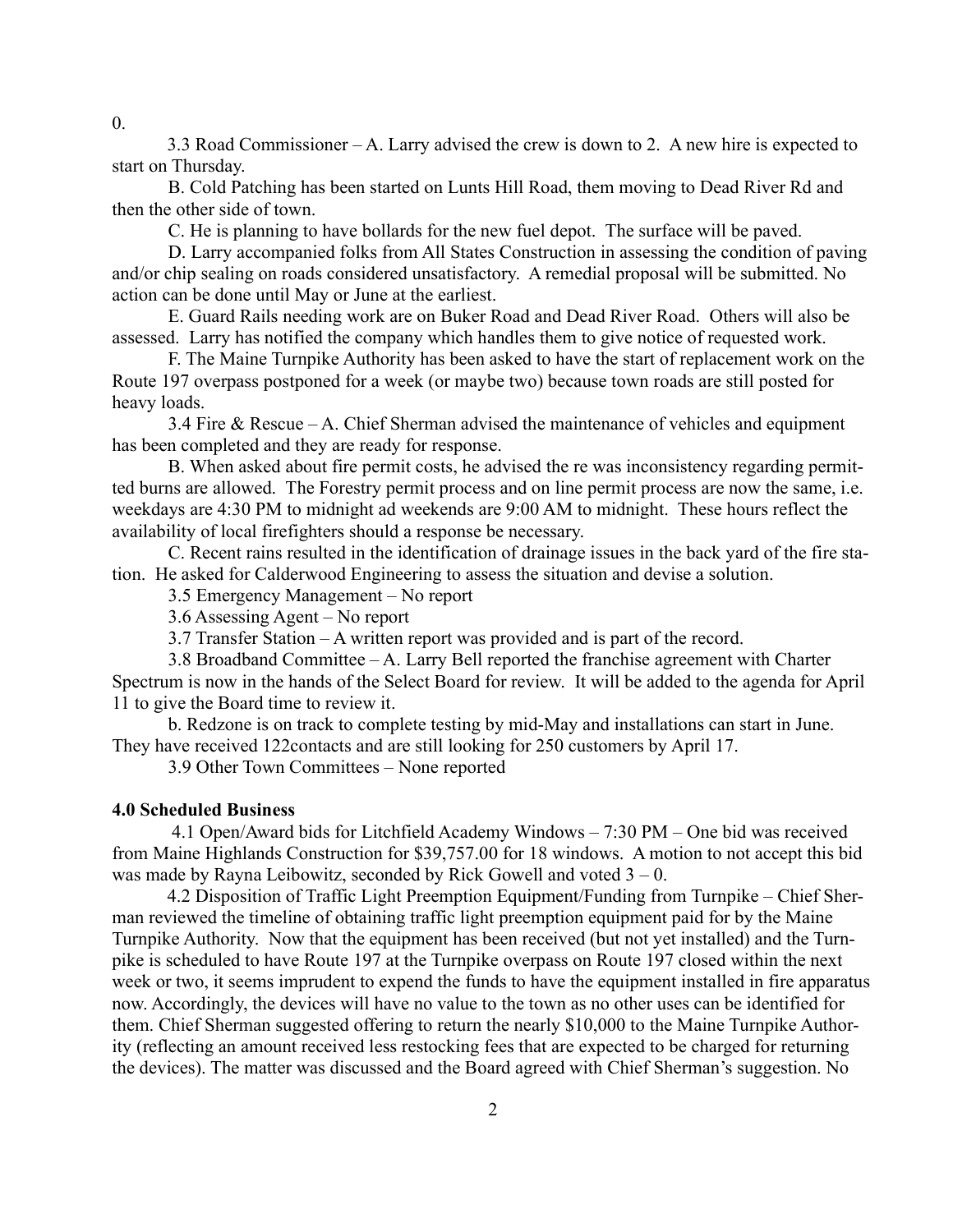0.

3.3 Road Commissioner – A. Larry advised the crew is down to 2. A new hire is expected to start on Thursday.

B. Cold Patching has been started on Lunts Hill Road, them moving to Dead River Rd and then the other side of town.

C. He is planning to have bollards for the new fuel depot. The surface will be paved.

D. Larry accompanied folks from All States Construction in assessing the condition of paving and/or chip sealing on roads considered unsatisfactory. A remedial proposal will be submitted. No action can be done until May or June at the earliest.

E. Guard Rails needing work are on Buker Road and Dead River Road. Others will also be assessed. Larry has notified the company which handles them to give notice of requested work.

F. The Maine Turnpike Authority has been asked to have the start of replacement work on the Route 197 overpass postponed for a week (or maybe two) because town roads are still posted for heavy loads.

3.4 Fire & Rescue – A. Chief Sherman advised the maintenance of vehicles and equipment has been completed and they are ready for response.

B. When asked about fire permit costs, he advised the re was inconsistency regarding permitted burns are allowed. The Forestry permit process and on line permit process are now the same, i.e. weekdays are 4:30 PM to midnight ad weekends are 9:00 AM to midnight. These hours reflect the availability of local firefighters should a response be necessary.

C. Recent rains resulted in the identification of drainage issues in the back yard of the fire station. He asked for Calderwood Engineering to assess the situation and devise a solution.

3.5 Emergency Management – No report

3.6 Assessing Agent – No report

3.7 Transfer Station – A written report was provided and is part of the record.

3.8 Broadband Committee – A. Larry Bell reported the franchise agreement with Charter Spectrum is now in the hands of the Select Board for review. It will be added to the agenda for April 11 to give the Board time to review it.

b. Redzone is on track to complete testing by mid-May and installations can start in June. They have received 122contacts and are still looking for 250 customers by April 17.

3.9 Other Town Committees – None reported

**4.0 Scheduled Business**

4.1 Open/Award bids for Litchfield Academy Windows – 7:30 PM – One bid was received from Maine Highlands Construction for $39,757.00 for 18 windows. A motion to not accept this bid was made by Rayna Leibowitz, seconded by Rick Gowell and voted 3 – 0.

4.2 Disposition of Traffic Light Preemption Equipment/Funding from Turnpike – Chief Sherman reviewed the timeline of obtaining traffic light preemption equipment paid for by the Maine Turnpike Authority. Now that the equipment has been received (but not yet installed) and the Turnpike is scheduled to have Route 197 at the Turnpike overpass on Route 197 closed within the next week or two, it seems imprudent to expend the funds to have the equipment installed in fire apparatus now. Accordingly, the devices will have no value to the town as no other uses can be identified for them. Chief Sherman suggested offering to return the nearly $10,000 to the Maine Turnpike Authority (reflecting an amount received less restocking fees that are expected to be charged for returning the devices). The matter was discussed and the Board agreed with Chief Sherman's suggestion. No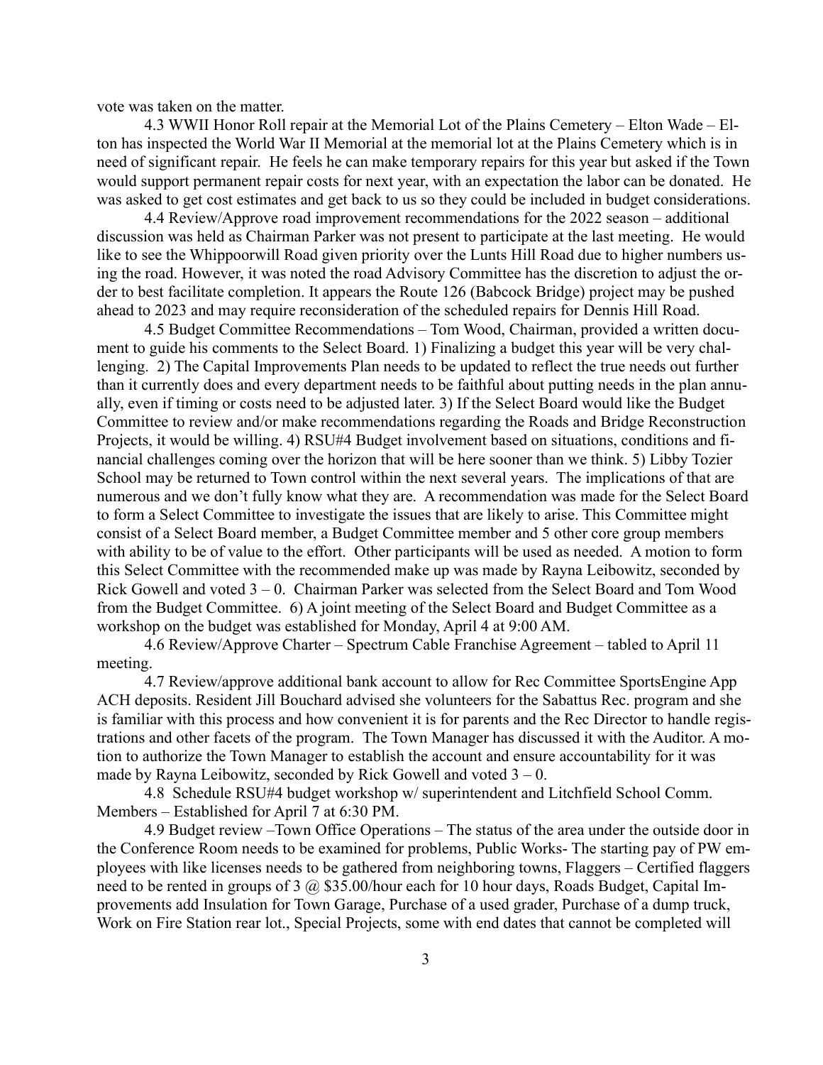vote was taken on the matter.

4.3 WWII Honor Roll repair at the Memorial Lot of the Plains Cemetery – Elton Wade – Elton has inspected the World War II Memorial at the memorial lot at the Plains Cemetery which is in need of significant repair. He feels he can make temporary repairs for this year but asked if the Town would support permanent repair costs for next year, with an expectation the labor can be donated. He was asked to get cost estimates and get back to us so they could be included in budget considerations.

4.4 Review/Approve road improvement recommendations for the 2022 season – additional discussion was held as Chairman Parker was not present to participate at the last meeting. He would like to see the Whippoorwill Road given priority over the Lunts Hill Road due to higher numbers using the road. However, it was noted the road Advisory Committee has the discretion to adjust the order to best facilitate completion. It appears the Route 126 (Babcock Bridge) project may be pushed ahead to 2023 and may require reconsideration of the scheduled repairs for Dennis Hill Road.

4.5 Budget Committee Recommendations – Tom Wood, Chairman, provided a written document to guide his comments to the Select Board. 1) Finalizing a budget this year will be very challenging. 2) The Capital Improvements Plan needs to be updated to reflect the true needs out further than it currently does and every department needs to be faithful about putting needs in the plan annually, even if timing or costs need to be adjusted later. 3) If the Select Board would like the Budget Committee to review and/or make recommendations regarding the Roads and Bridge Reconstruction Projects, it would be willing. 4) RSU#4 Budget involvement based on situations, conditions and financial challenges coming over the horizon that will be here sooner than we think. 5) Libby Tozier School may be returned to Town control within the next several years. The implications of that are numerous and we don't fully know what they are. A recommendation was made for the Select Board to form a Select Committee to investigate the issues that are likely to arise. This Committee might consist of a Select Board member, a Budget Committee member and 5 other core group members with ability to be of value to the effort. Other participants will be used as needed. A motion to form this Select Committee with the recommended make up was made by Rayna Leibowitz, seconded by Rick Gowell and voted 3 – 0. Chairman Parker was selected from the Select Board and Tom Wood from the Budget Committee. 6) A joint meeting of the Select Board and Budget Committee as a workshop on the budget was established for Monday, April 4 at 9:00 AM.

4.6 Review/Approve Charter – Spectrum Cable Franchise Agreement – tabled to April 11 meeting.

4.7 Review/approve additional bank account to allow for Rec Committee SportsEngine App ACH deposits. Resident Jill Bouchard advised she volunteers for the Sabattus Rec. program and she is familiar with this process and how convenient it is for parents and the Rec Director to handle registrations and other facets of the program. The Town Manager has discussed it with the Auditor. A motion to authorize the Town Manager to establish the account and ensure accountability for it was made by Rayna Leibowitz, seconded by Rick Gowell and voted 3 – 0.

4.8 Schedule RSU#4 budget workshop w/ superintendent and Litchfield School Comm. Members – Established for April 7 at 6:30 PM.

4.9 Budget review –Town Office Operations – The status of the area under the outside door in the Conference Room needs to be examined for problems, Public Works- The starting pay of PW employees with like licenses needs to be gathered from neighboring towns, Flaggers – Certified flaggers need to be rented in groups of 3 @ $35.00/hour each for 10 hour days, Roads Budget, Capital Improvements add Insulation for Town Garage, Purchase of a used grader, Purchase of a dump truck, Work on Fire Station rear lot., Special Projects, some with end dates that cannot be completed will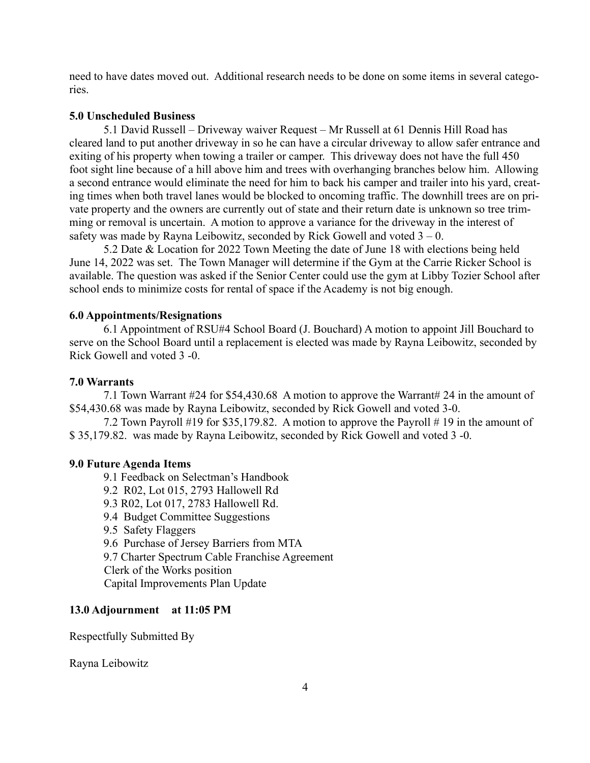need to have dates moved out. Additional research needs to be done on some items in several categories.

**5.0 Unscheduled Business**

5.1 David Russell – Driveway waiver Request – Mr Russell at 61 Dennis Hill Road has cleared land to put another driveway in so he can have a circular driveway to allow safer entrance and exiting of his property when towing a trailer or camper. This driveway does not have the full 450 foot sight line because of a hill above him and trees with overhanging branches below him. Allowing a second entrance would eliminate the need for him to back his camper and trailer into his yard, creating times when both travel lanes would be blocked to oncoming traffic. The downhill trees are on private property and the owners are currently out of state and their return date is unknown so tree trimming or removal is uncertain. A motion to approve a variance for the driveway in the interest of safety was made by Rayna Leibowitz, seconded by Rick Gowell and voted 3 – 0.

5.2 Date & Location for 2022 Town Meeting the date of June 18 with elections being held June 14, 2022 was set. The Town Manager will determine if the Gym at the Carrie Ricker School is available. The question was asked if the Senior Center could use the gym at Libby Tozier School after school ends to minimize costs for rental of space if the Academy is not big enough.

**6.0 Appointments/Resignations**

6.1 Appointment of RSU#4 School Board (J. Bouchard) A motion to appoint Jill Bouchard to serve on the School Board until a replacement is elected was made by Rayna Leibowitz, seconded by Rick Gowell and voted 3 -0.

**7.0 Warrants**

7.1 Town Warrant #24 for $54,430.68 A motion to approve the Warrant# 24 in the amount of $54,430.68 was made by Rayna Leibowitz, seconded by Rick Gowell and voted 3-0.

7.2 Town Payroll #19 for $35,179.82. A motion to approve the Payroll # 19 in the amount of $ 35,179.82. was made by Rayna Leibowitz, seconded by Rick Gowell and voted 3 -0.

**9.0 Future Agenda Items**

9.1 Feedback on Selectman's Handbook
9.2 R02, Lot 015, 2793 Hallowell Rd
9.3 R02, Lot 017, 2783 Hallowell Rd.
9.4 Budget Committee Suggestions
9.5 Safety Flaggers
9.6 Purchase of Jersey Barriers from MTA
9.7 Charter Spectrum Cable Franchise Agreement
Clerk of the Works position
Capital Improvements Plan Update

**13.0 Adjournment at 11:05 PM**

Respectfully Submitted By

Rayna Leibowitz